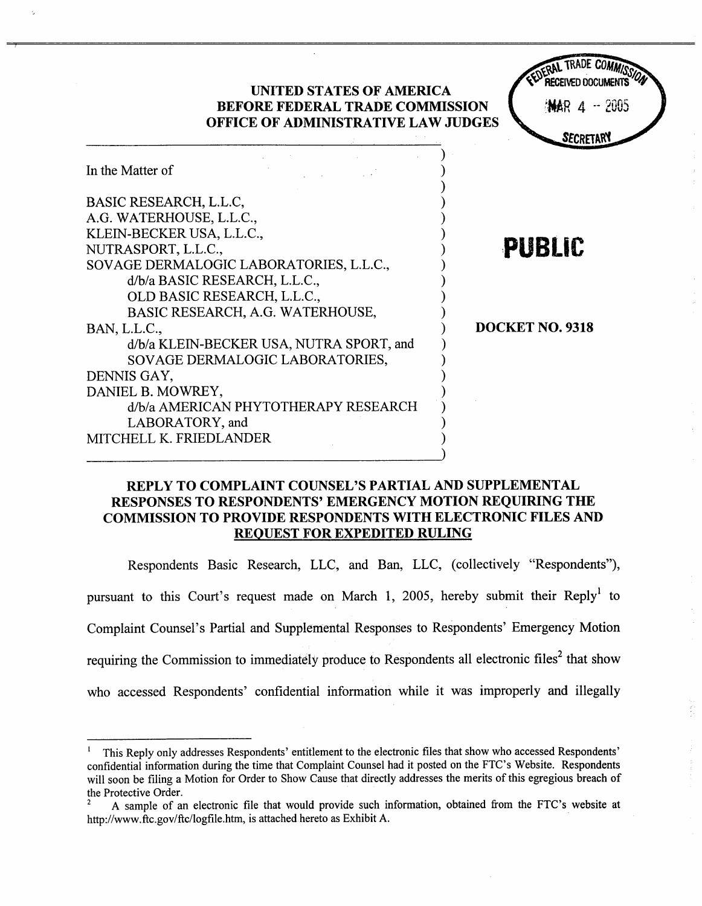UNITED STATES OF AMERICA
BEFORE FEDERAL TRADE COMMISSION
OFFICE OF ADMINISTRATIVE LAW JUDGES

FEDERAL TRADE COMMISSION
RECEIVED DOCUMENTS
MAR 4 - 2005
SECRETARY

In the Matter of

BASIC RESEARCH, L.L.C,
A.G. WATERHOUSE, L.L.C.,
KLEIN-BECKER USA, L.L.C.,
NUTRASPORT, L.L.C.,
SOVAGE DERMALOGIC LABORATORIES, L.L.C.,
d/b/a BASIC RESEARCH, L.L.C.,
OLD BASIC RESEARCH, L.L.C.,
BASIC RESEARCH, A.G. WATERHOUSE,
BAN, L.L.C.,
d/b/a KLEIN-BECKER USA, NUTRA SPORT, and
SOVAGE DERMALOGIC LABORATORIES,
DENNIS GAY,
DANIEL B. MOWREY,
d/b/a AMERICAN PHYTOTHERAPY RESEARCH
LABORATORY, and
MITCHELL K. FRIEDLANDER

**PUBLIC**

**DOCKET NO. 9318**

**REPLY TO COMPLAINT COUNSEL'S PARTIAL AND SUPPLEMENTAL RESPONSES TO RESPONDENTS' EMERGENCY MOTION REQUIRING THE COMMISSION TO PROVIDE RESPONDENTS WITH ELECTRONIC FILES AND REQUEST FOR EXPEDITED RULING**

Respondents Basic Research, LLC, and Ban, LLC, (collectively "Respondents"), pursuant to this Court's request made on March 1, 2005, hereby submit their Reply[1] to Complaint Counsel's Partial and Supplemental Responses to Respondents' Emergency Motion requiring the Commission to immediately produce to Respondents all electronic files[2] that show who accessed Respondents' confidential information while it was improperly and illegally

[1] This Reply only addresses Respondents' entitlement to the electronic files that show who accessed Respondents' confidential information during the time that Complaint Counsel had it posted on the FTC's Website. Respondents will soon be filing a Motion for Order to Show Cause that directly addresses the merits of this egregious breach of the Protective Order.

[2] A sample of an electronic file that would provide such information, obtained from the FTC's website at http://www.ftc.gov/ftc/logfile.htm, is attached hereto as Exhibit A.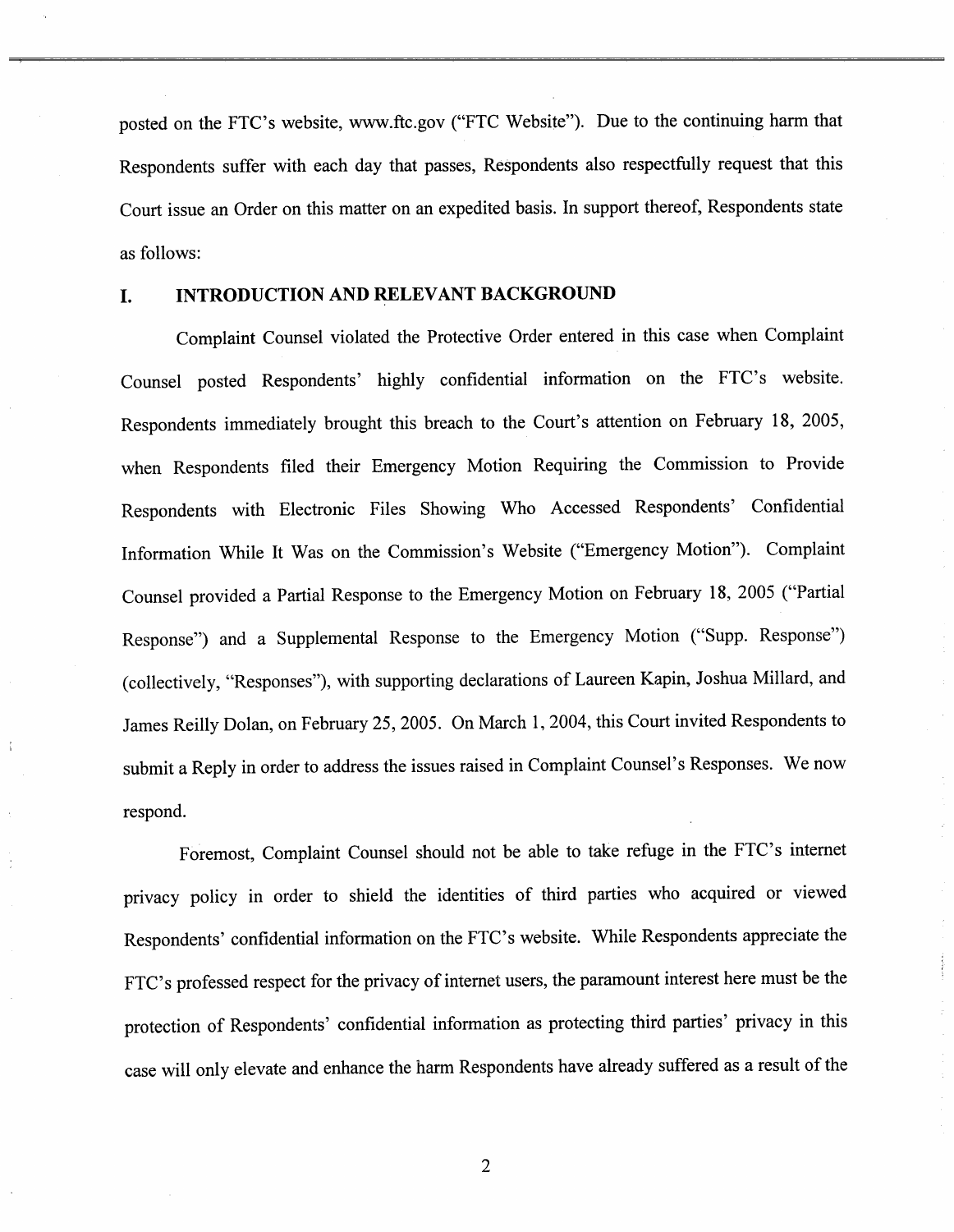posted on the FTC's website, www.ftc.gov ("FTC Website"). Due to the continuing harm that Respondents suffer with each day that passes, Respondents also respectfully request that this Court issue an Order on this matter on an expedited basis. In support thereof, Respondents state as follows:

## I. INTRODUCTION AND RELEVANT BACKGROUND

Complaint Counsel violated the Protective Order entered in this case when Complaint Counsel posted Respondents' highly confidential information on the FTC's website. Respondents immediately brought this breach to the Court's attention on February 18, 2005, when Respondents filed their Emergency Motion Requiring the Commission to Provide Respondents with Electronic Files Showing Who Accessed Respondents' Confidential Information While It Was on the Commission's Website ("Emergency Motion"). Complaint Counsel provided a Partial Response to the Emergency Motion on February 18, 2005 ("Partial Response") and a Supplemental Response to the Emergency Motion ("Supp. Response") (collectively, "Responses"), with supporting declarations of Laureen Kapin, Joshua Millard, and James Reilly Dolan, on February 25, 2005. On March 1, 2004, this Court invited Respondents to submit a Reply in order to address the issues raised in Complaint Counsel's Responses. We now respond.

Foremost, Complaint Counsel should not be able to take refuge in the FTC's internet privacy policy in order to shield the identities of third parties who acquired or viewed Respondents' confidential information on the FTC's website. While Respondents appreciate the FTC's professed respect for the privacy of internet users, the paramount interest here must be the protection of Respondents' confidential information as protecting third parties' privacy in this case will only elevate and enhance the harm Respondents have already suffered as a result of the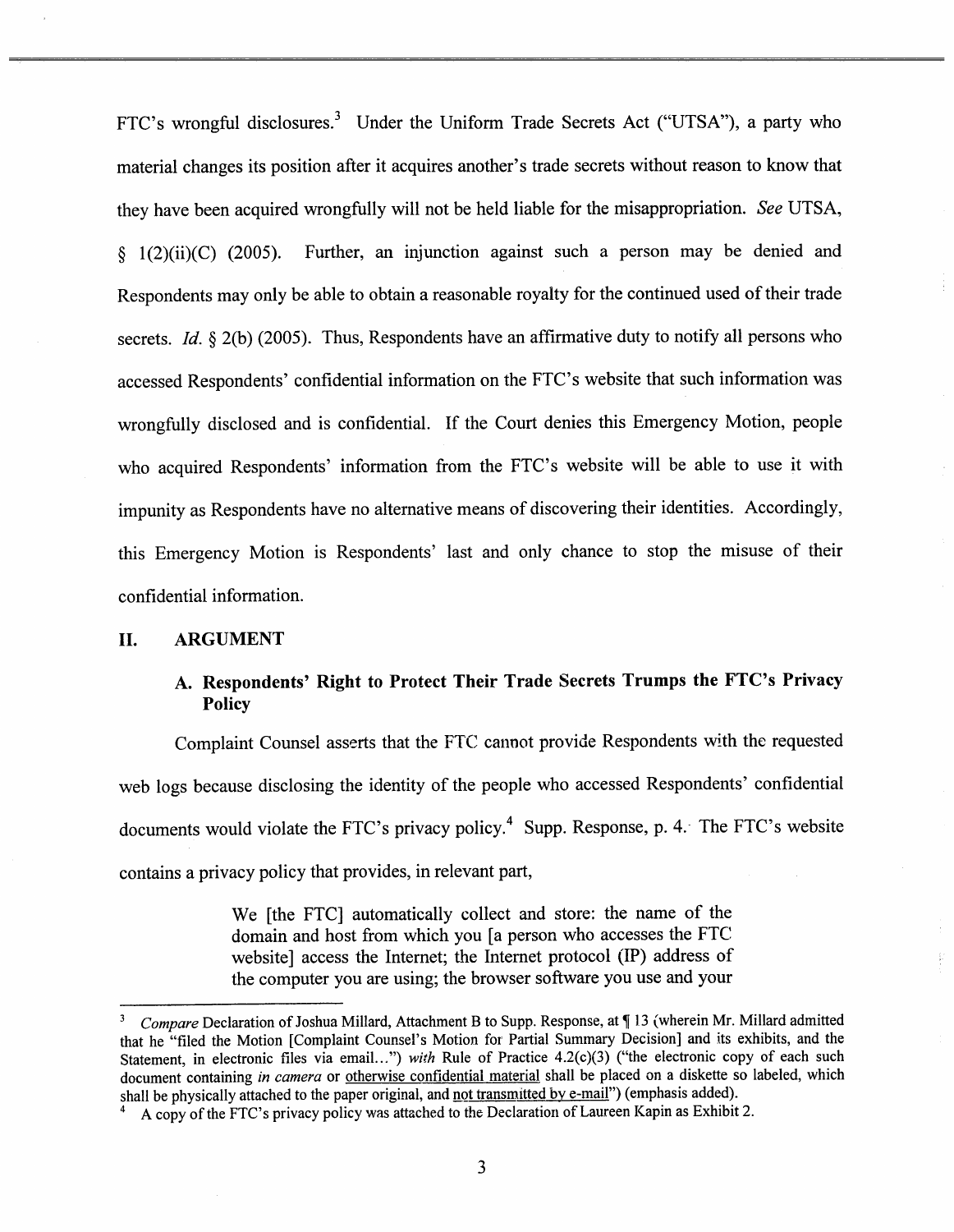FTC's wrongful disclosures.[3] Under the Uniform Trade Secrets Act ("UTSA"), a party who material changes its position after it acquires another's trade secrets without reason to know that they have been acquired wrongfully will not be held liable for the misappropriation. *See* UTSA, § 1(2)(ii)(C) (2005). Further, an injunction against such a person may be denied and Respondents may only be able to obtain a reasonable royalty for the continued used of their trade secrets. *Id.* § 2(b) (2005). Thus, Respondents have an affirmative duty to notify all persons who accessed Respondents' confidential information on the FTC's website that such information was wrongfully disclosed and is confidential. If the Court denies this Emergency Motion, people who acquired Respondents' information from the FTC's website will be able to use it with impunity as Respondents have no alternative means of discovering their identities. Accordingly, this Emergency Motion is Respondents' last and only chance to stop the misuse of their confidential information.

## II. ARGUMENT

### A. Respondents' Right to Protect Their Trade Secrets Trumps the FTC's Privacy Policy

Complaint Counsel asserts that the FTC cannot provide Respondents with the requested web logs because disclosing the identity of the people who accessed Respondents' confidential documents would violate the FTC's privacy policy.[4] Supp. Response, p. 4. The FTC's website contains a privacy policy that provides, in relevant part,

> We [the FTC] automatically collect and store: the name of the domain and host from which you [a person who accesses the FTC website] access the Internet; the Internet protocol (IP) address of the computer you are using; the browser software you use and your

---

[3] *Compare* Declaration of Joshua Millard, Attachment B to Supp. Response, at ¶ 13 (wherein Mr. Millard admitted that he "filed the Motion [Complaint Counsel's Motion for Partial Summary Decision] and its exhibits, and the Statement, in electronic files via email...") *with* Rule of Practice 4.2(c)(3) ("the electronic copy of each such document containing *in camera* or <u>otherwise confidential material</u> shall be placed on a diskette so labeled, which shall be physically attached to the paper original, and <u>not transmitted by e-mail</u>") (emphasis added).

[4] A copy of the FTC's privacy policy was attached to the Declaration of Laureen Kapin as Exhibit 2.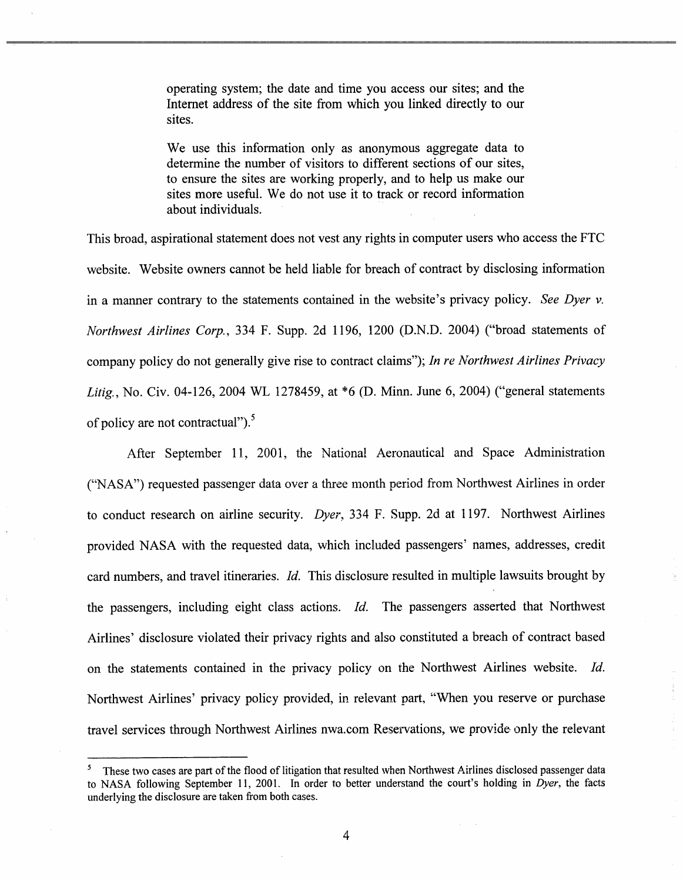> operating system; the date and time you access our sites; and the Internet address of the site from which you linked directly to our sites.
>
> We use this information only as anonymous aggregate data to determine the number of visitors to different sections of our sites, to ensure the sites are working properly, and to help us make our sites more useful. We do not use it to track or record information about individuals.

This broad, aspirational statement does not vest any rights in computer users who access the FTC website. Website owners cannot be held liable for breach of contract by disclosing information in a manner contrary to the statements contained in the website's privacy policy. *See Dyer v. Northwest Airlines Corp.*, 334 F. Supp. 2d 1196, 1200 (D.N.D. 2004) ("broad statements of company policy do not generally give rise to contract claims"); *In re Northwest Airlines Privacy Litig.*, No. Civ. 04-126, 2004 WL 1278459, at *6 (D. Minn. June 6, 2004) ("general statements of policy are not contractual").[5]

After September 11, 2001, the National Aeronautical and Space Administration ("NASA") requested passenger data over a three month period from Northwest Airlines in order to conduct research on airline security. *Dyer*, 334 F. Supp. 2d at 1197. Northwest Airlines provided NASA with the requested data, which included passengers' names, addresses, credit card numbers, and travel itineraries. *Id.* This disclosure resulted in multiple lawsuits brought by the passengers, including eight class actions. *Id.* The passengers asserted that Northwest Airlines' disclosure violated their privacy rights and also constituted a breach of contract based on the statements contained in the privacy policy on the Northwest Airlines website. *Id.* Northwest Airlines' privacy policy provided, in relevant part, "When you reserve or purchase travel services through Northwest Airlines nwa.com Reservations, we provide only the relevant

---

[5] These two cases are part of the flood of litigation that resulted when Northwest Airlines disclosed passenger data to NASA following September 11, 2001. In order to better understand the court's holding in *Dyer*, the facts underlying the disclosure are taken from both cases.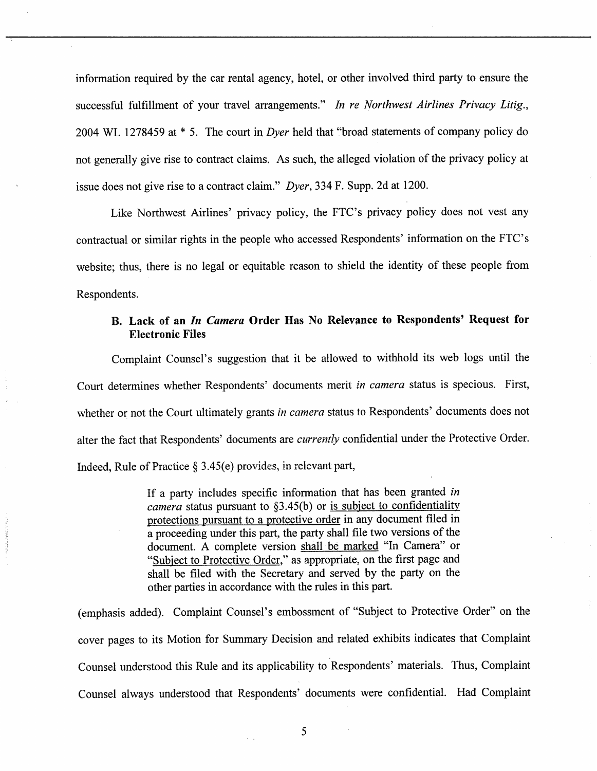information required by the car rental agency, hotel, or other involved third party to ensure the successful fulfillment of your travel arrangements." *In re Northwest Airlines Privacy Litig.*, 2004 WL 1278459 at * 5. The court in *Dyer* held that "broad statements of company policy do not generally give rise to contract claims. As such, the alleged violation of the privacy policy at issue does not give rise to a contract claim." *Dyer*, 334 F. Supp. 2d at 1200.

Like Northwest Airlines' privacy policy, the FTC's privacy policy does not vest any contractual or similar rights in the people who accessed Respondents' information on the FTC's website; thus, there is no legal or equitable reason to shield the identity of these people from Respondents.

### B. Lack of an *In Camera* Order Has No Relevance to Respondents' Request for Electronic Files

Complaint Counsel's suggestion that it be allowed to withhold its web logs until the Court determines whether Respondents' documents merit *in camera* status is specious. First, whether or not the Court ultimately grants *in camera* status to Respondents' documents does not alter the fact that Respondents' documents are *currently* confidential under the Protective Order. Indeed, Rule of Practice § 3.45(e) provides, in relevant part,

> If a party includes specific information that has been granted *in camera* status pursuant to §3.45(b) or <u>is subject to confidentiality protections pursuant to a protective order</u> in any document filed in a proceeding under this part, the party shall file two versions of the document. A complete version <u>shall be marked</u> "In Camera" or "<u>Subject to Protective Order</u>," as appropriate, on the first page and shall be filed with the Secretary and served by the party on the other parties in accordance with the rules in this part.

(emphasis added). Complaint Counsel's embossment of "Subject to Protective Order" on the cover pages to its Motion for Summary Decision and related exhibits indicates that Complaint Counsel understood this Rule and its applicability to Respondents' materials. Thus, Complaint Counsel always understood that Respondents' documents were confidential. Had Complaint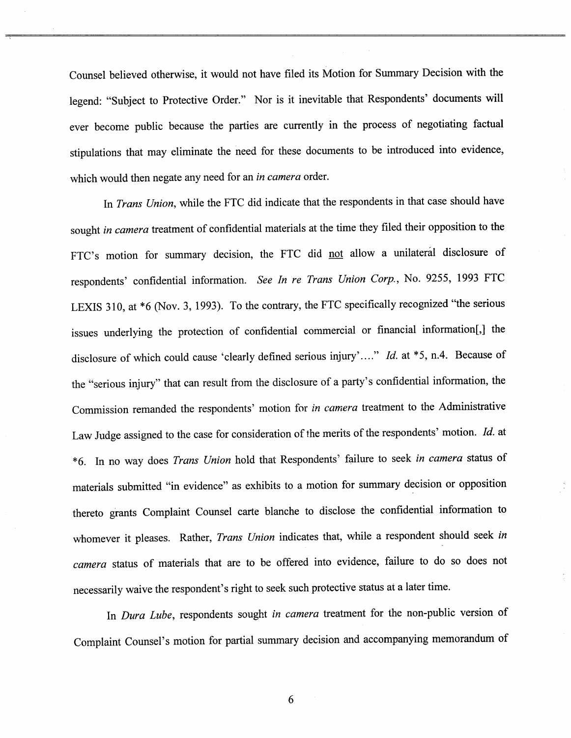Counsel believed otherwise, it would not have filed its Motion for Summary Decision with the legend: "Subject to Protective Order." Nor is it inevitable that Respondents' documents will ever become public because the parties are currently in the process of negotiating factual stipulations that may eliminate the need for these documents to be introduced into evidence, which would then negate any need for an *in camera* order.

In *Trans Union*, while the FTC did indicate that the respondents in that case should have sought *in camera* treatment of confidential materials at the time they filed their opposition to the FTC's motion for summary decision, the FTC did not allow a unilateral disclosure of respondents' confidential information. *See In re Trans Union Corp.*, No. 9255, 1993 FTC LEXIS 310, at *6 (Nov. 3, 1993). To the contrary, the FTC specifically recognized "the serious issues underlying the protection of confidential commercial or financial information[,] the disclosure of which could cause 'clearly defined serious injury'…." *Id.* at *5, n.4. Because of the "serious injury" that can result from the disclosure of a party's confidential information, the Commission remanded the respondents' motion for *in camera* treatment to the Administrative Law Judge assigned to the case for consideration of the merits of the respondents' motion. *Id.* at *6. In no way does *Trans Union* hold that Respondents' failure to seek *in camera* status of materials submitted "in evidence" as exhibits to a motion for summary decision or opposition thereto grants Complaint Counsel carte blanche to disclose the confidential information to whomever it pleases. Rather, *Trans Union* indicates that, while a respondent should seek *in camera* status of materials that are to be offered into evidence, failure to do so does not necessarily waive the respondent's right to seek such protective status at a later time.

In *Dura Lube*, respondents sought *in camera* treatment for the non-public version of Complaint Counsel's motion for partial summary decision and accompanying memorandum of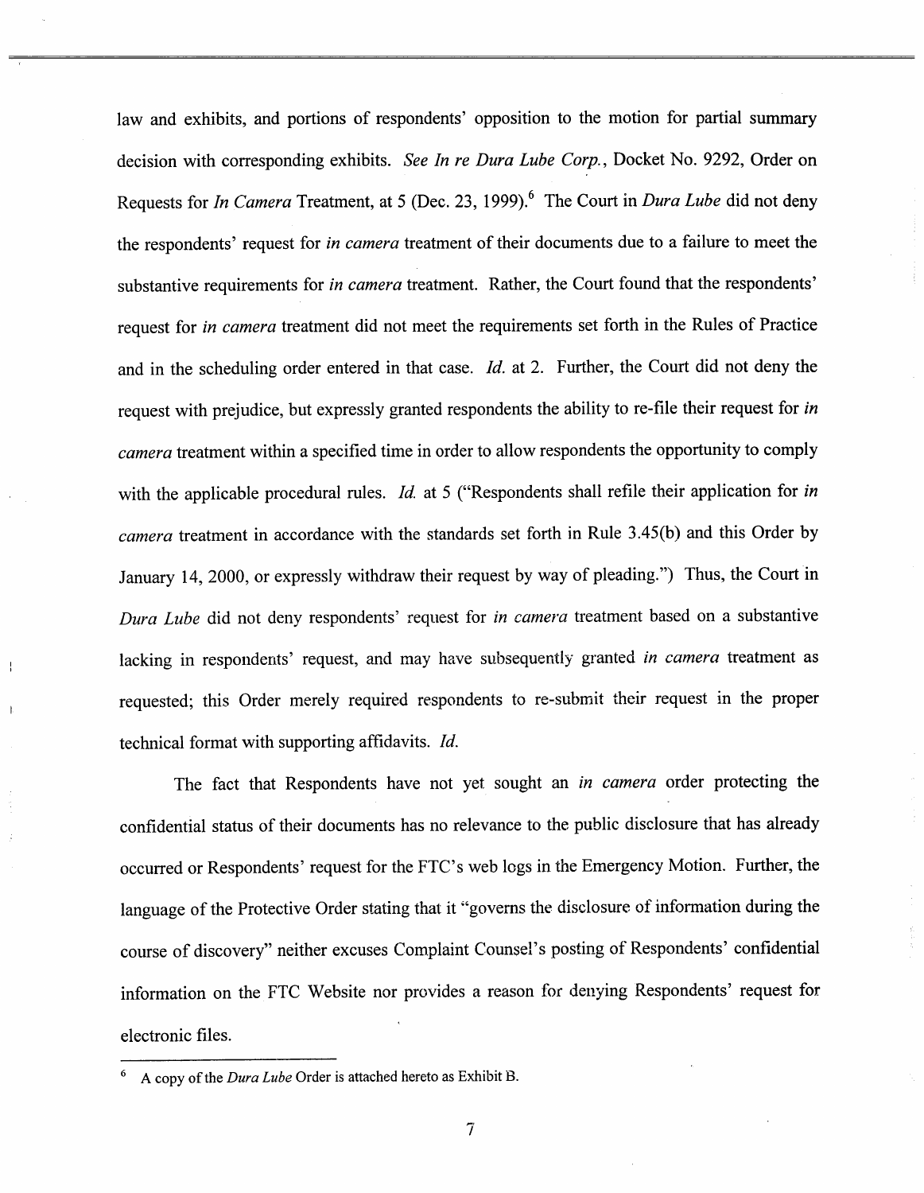law and exhibits, and portions of respondents' opposition to the motion for partial summary decision with corresponding exhibits. *See In re Dura Lube Corp.*, Docket No. 9292, Order on Requests for *In Camera* Treatment, at 5 (Dec. 23, 1999).[6] The Court in *Dura Lube* did not deny the respondents' request for *in camera* treatment of their documents due to a failure to meet the substantive requirements for *in camera* treatment. Rather, the Court found that the respondents' request for *in camera* treatment did not meet the requirements set forth in the Rules of Practice and in the scheduling order entered in that case. *Id.* at 2. Further, the Court did not deny the request with prejudice, but expressly granted respondents the ability to re-file their request for *in camera* treatment within a specified time in order to allow respondents the opportunity to comply with the applicable procedural rules. *Id.* at 5 ("Respondents shall refile their application for *in camera* treatment in accordance with the standards set forth in Rule 3.45(b) and this Order by January 14, 2000, or expressly withdraw their request by way of pleading.") Thus, the Court in *Dura Lube* did not deny respondents' request for *in camera* treatment based on a substantive lacking in respondents' request, and may have subsequently granted *in camera* treatment as requested; this Order merely required respondents to re-submit their request in the proper technical format with supporting affidavits. *Id.*

The fact that Respondents have not yet sought an *in camera* order protecting the confidential status of their documents has no relevance to the public disclosure that has already occurred or Respondents' request for the FTC's web logs in the Emergency Motion. Further, the language of the Protective Order stating that it "governs the disclosure of information during the course of discovery" neither excuses Complaint Counsel's posting of Respondents' confidential information on the FTC Website nor provides a reason for denying Respondents' request for electronic files.

---

[6] A copy of the *Dura Lube* Order is attached hereto as Exhibit B.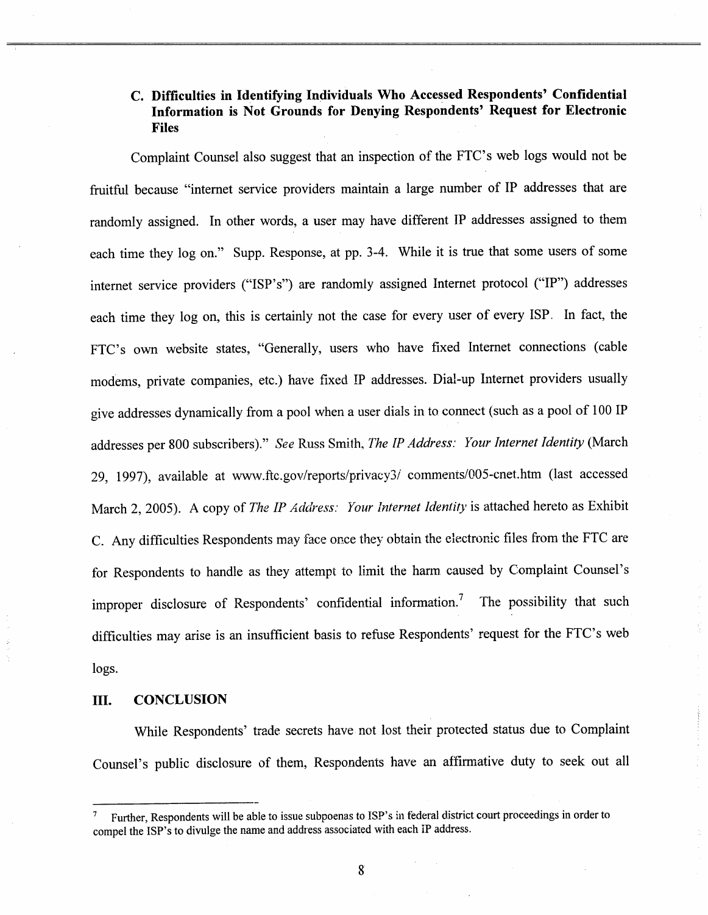### C. Difficulties in Identifying Individuals Who Accessed Respondents' Confidential Information is Not Grounds for Denying Respondents' Request for Electronic Files

Complaint Counsel also suggest that an inspection of the FTC's web logs would not be fruitful because "internet service providers maintain a large number of IP addresses that are randomly assigned. In other words, a user may have different IP addresses assigned to them each time they log on." Supp. Response, at pp. 3-4. While it is true that some users of some internet service providers ("ISP's") are randomly assigned Internet protocol ("IP") addresses each time they log on, this is certainly not the case for every user of every ISP. In fact, the FTC's own website states, "Generally, users who have fixed Internet connections (cable modems, private companies, etc.) have fixed IP addresses. Dial-up Internet providers usually give addresses dynamically from a pool when a user dials in to connect (such as a pool of 100 IP addresses per 800 subscribers)." *See* Russ Smith, *The IP Address: Your Internet Identity* (March 29, 1997), available at www.ftc.gov/reports/privacy3/ comments/005-cnet.htm (last accessed March 2, 2005). A copy of *The IP Address: Your Internet Identity* is attached hereto as Exhibit C. Any difficulties Respondents may face once they obtain the electronic files from the FTC are for Respondents to handle as they attempt to limit the harm caused by Complaint Counsel's improper disclosure of Respondents' confidential information.[7] The possibility that such difficulties may arise is an insufficient basis to refuse Respondents' request for the FTC's web logs.

## III. CONCLUSION

While Respondents' trade secrets have not lost their protected status due to Complaint Counsel's public disclosure of them, Respondents have an affirmative duty to seek out all

---

[7] Further, Respondents will be able to issue subpoenas to ISP's in federal district court proceedings in order to compel the ISP's to divulge the name and address associated with each IP address.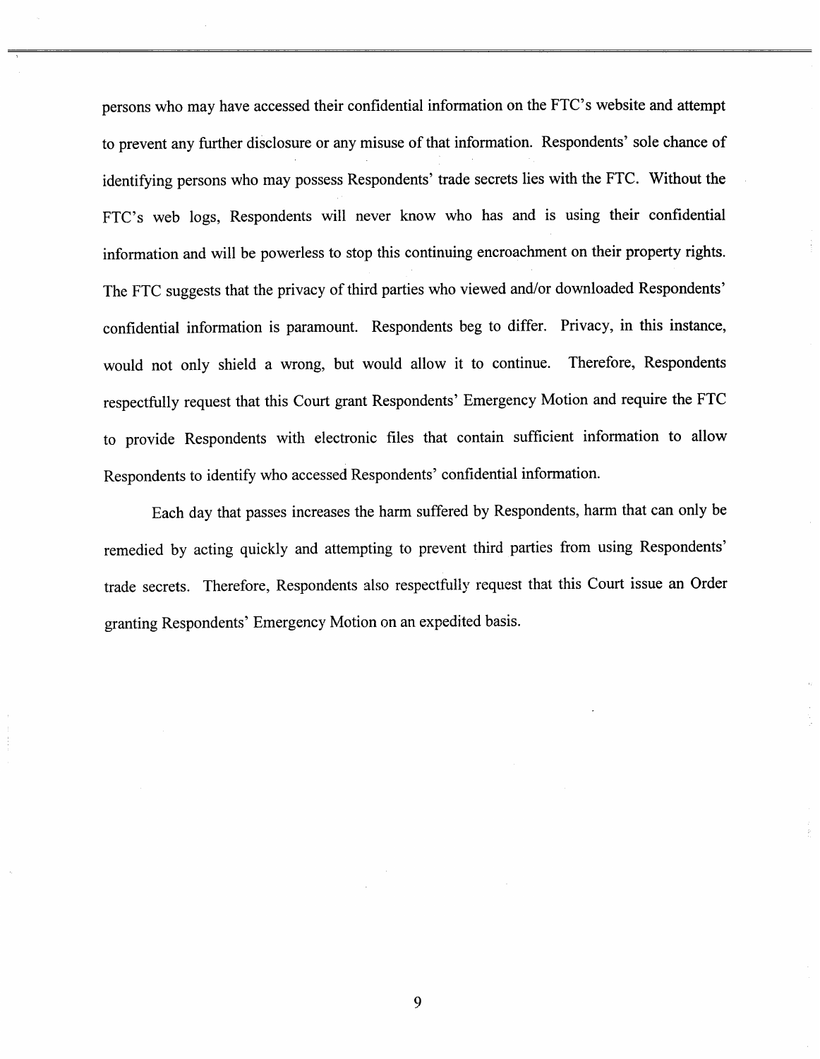persons who may have accessed their confidential information on the FTC's website and attempt to prevent any further disclosure or any misuse of that information. Respondents' sole chance of identifying persons who may possess Respondents' trade secrets lies with the FTC. Without the FTC's web logs, Respondents will never know who has and is using their confidential information and will be powerless to stop this continuing encroachment on their property rights. The FTC suggests that the privacy of third parties who viewed and/or downloaded Respondents' confidential information is paramount. Respondents beg to differ. Privacy, in this instance, would not only shield a wrong, but would allow it to continue. Therefore, Respondents respectfully request that this Court grant Respondents' Emergency Motion and require the FTC to provide Respondents with electronic files that contain sufficient information to allow Respondents to identify who accessed Respondents' confidential information.

Each day that passes increases the harm suffered by Respondents, harm that can only be remedied by acting quickly and attempting to prevent third parties from using Respondents' trade secrets. Therefore, Respondents also respectfully request that this Court issue an Order granting Respondents' Emergency Motion on an expedited basis.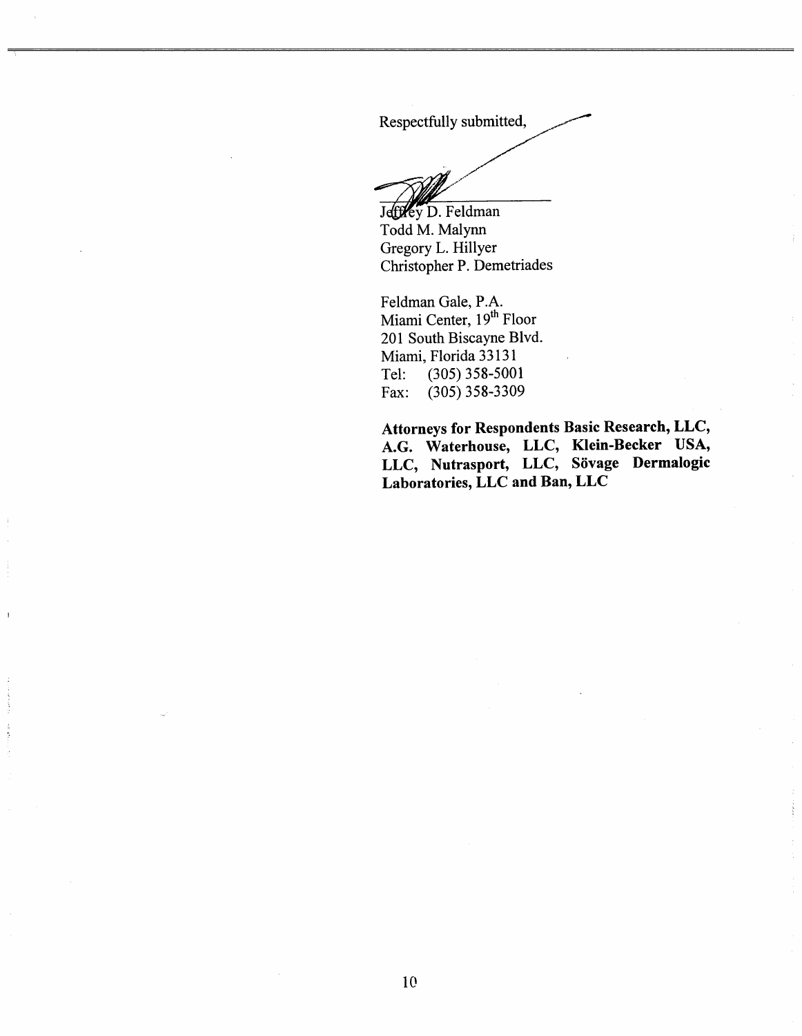Respectfully submitted,

Jeffrey D. Feldman
Todd M. Malynn
Gregory L. Hillyer
Christopher P. Demetriades

Feldman Gale, P.A.
Miami Center, 19th Floor
201 South Biscayne Blvd.
Miami, Florida 33131
Tel: (305) 358-5001
Fax: (305) 358-3309

**Attorneys for Respondents Basic Research, LLC, A.G. Waterhouse, LLC, Klein-Becker USA, LLC, Nutrasport, LLC, Sövage Dermalogic Laboratories, LLC and Ban, LLC**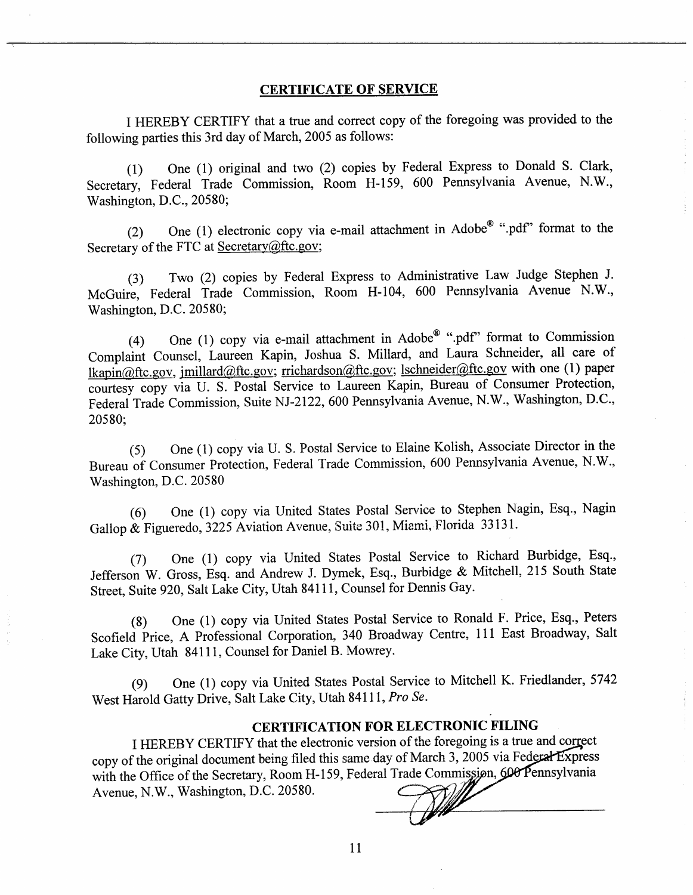## CERTIFICATE OF SERVICE

I HEREBY CERTIFY that a true and correct copy of the foregoing was provided to the following parties this 3rd day of March, 2005 as follows:

(1) One (1) original and two (2) copies by Federal Express to Donald S. Clark, Secretary, Federal Trade Commission, Room H-159, 600 Pennsylvania Avenue, N.W., Washington, D.C., 20580;

(2) One (1) electronic copy via e-mail attachment in Adobe® ".pdf" format to the Secretary of the FTC at Secretary@ftc.gov;

(3) Two (2) copies by Federal Express to Administrative Law Judge Stephen J. McGuire, Federal Trade Commission, Room H-104, 600 Pennsylvania Avenue N.W., Washington, D.C. 20580;

(4) One (1) copy via e-mail attachment in Adobe® ".pdf" format to Commission Complaint Counsel, Laureen Kapin, Joshua S. Millard, and Laura Schneider, all care of lkapin@ftc.gov, jmillard@ftc.gov; rrichardson@ftc.gov; lschneider@ftc.gov with one (1) paper courtesy copy via U. S. Postal Service to Laureen Kapin, Bureau of Consumer Protection, Federal Trade Commission, Suite NJ-2122, 600 Pennsylvania Avenue, N.W., Washington, D.C., 20580;

(5) One (1) copy via U. S. Postal Service to Elaine Kolish, Associate Director in the Bureau of Consumer Protection, Federal Trade Commission, 600 Pennsylvania Avenue, N.W., Washington, D.C. 20580

(6) One (1) copy via United States Postal Service to Stephen Nagin, Esq., Nagin Gallop & Figueredo, 3225 Aviation Avenue, Suite 301, Miami, Florida 33131.

(7) One (1) copy via United States Postal Service to Richard Burbidge, Esq., Jefferson W. Gross, Esq. and Andrew J. Dymek, Esq., Burbidge & Mitchell, 215 South State Street, Suite 920, Salt Lake City, Utah 84111, Counsel for Dennis Gay.

(8) One (1) copy via United States Postal Service to Ronald F. Price, Esq., Peters Scofield Price, A Professional Corporation, 340 Broadway Centre, 111 East Broadway, Salt Lake City, Utah 84111, Counsel for Daniel B. Mowrey.

(9) One (1) copy via United States Postal Service to Mitchell K. Friedlander, 5742 West Harold Gatty Drive, Salt Lake City, Utah 84111, *Pro Se*.

## CERTIFICATION FOR ELECTRONIC FILING

I HEREBY CERTIFY that the electronic version of the foregoing is a true and correct copy of the original document being filed this same day of March 3, 2005 via Federal Express with the Office of the Secretary, Room H-159, Federal Trade Commission, 600 Pennsylvania Avenue, N.W., Washington, D.C. 20580.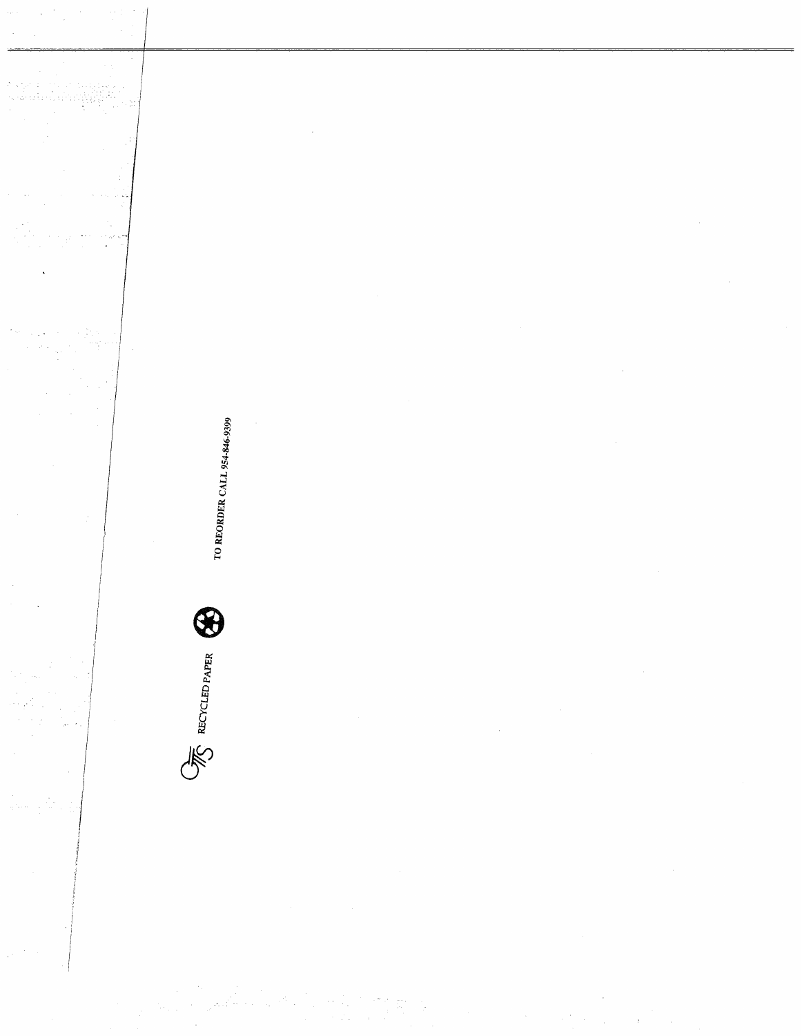RECYCLED PAPER

TO REORDER CALL 954-846-9399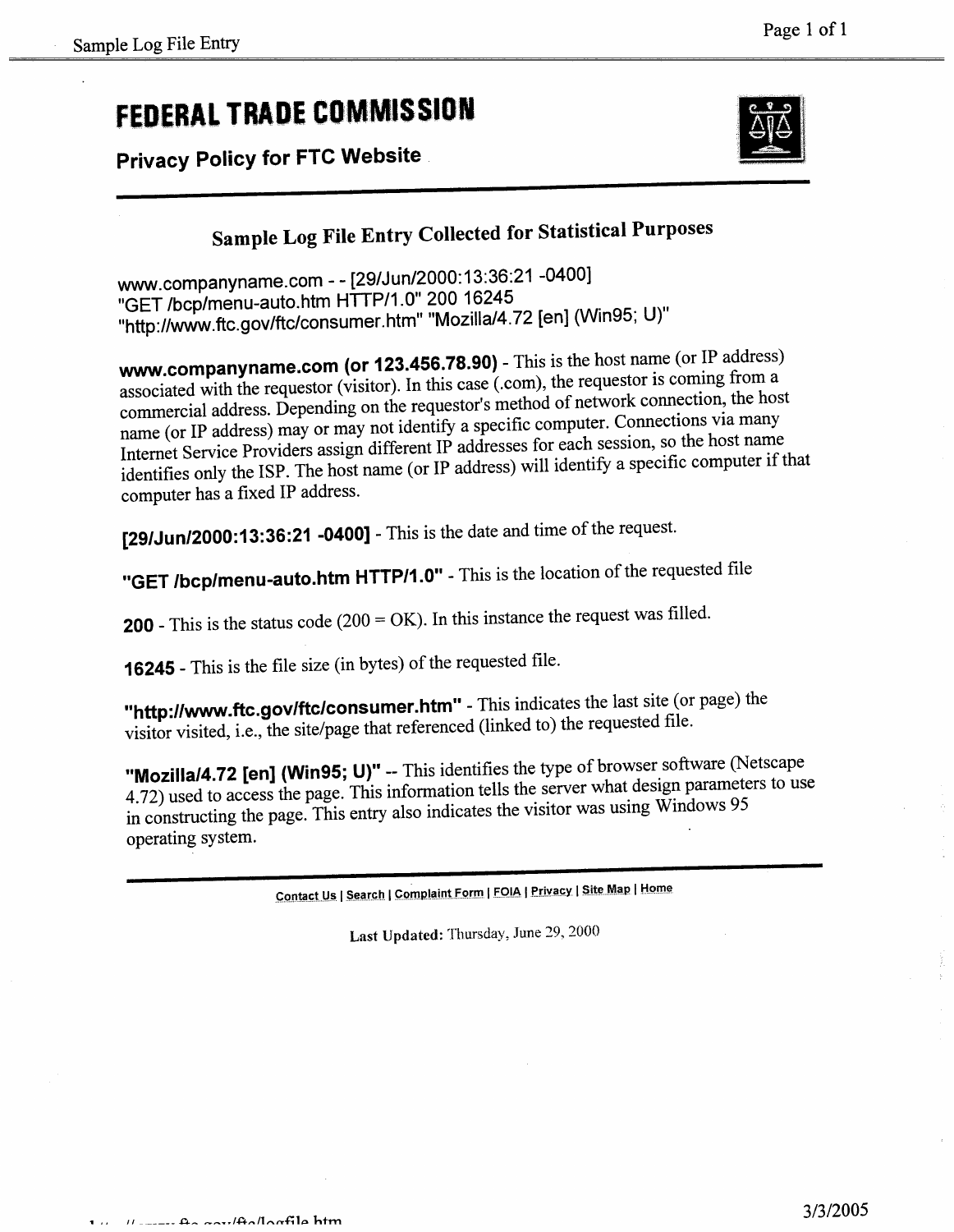# FEDERAL TRADE COMMISSION

**Privacy Policy for FTC Website**

## Sample Log File Entry Collected for Statistical Purposes

www.companyname.com - - [29/Jun/2000:13:36:21 -0400] "GET /bcp/menu-auto.htm HTTP/1.0" 200 16245 "http://www.ftc.gov/ftc/consumer.htm" "Mozilla/4.72 [en] (Win95; U)"

**www.companyname.com (or 123.456.78.90)** - This is the host name (or IP address) associated with the requestor (visitor). In this case (.com), the requestor is coming from a commercial address. Depending on the requestor's method of network connection, the host name (or IP address) may or may not identify a specific computer. Connections via many Internet Service Providers assign different IP addresses for each session, so the host name identifies only the ISP. The host name (or IP address) will identify a specific computer if that computer has a fixed IP address.

**[29/Jun/2000:13:36:21 -0400]** - This is the date and time of the request.

**"GET /bcp/menu-auto.htm HTTP/1.0"** - This is the location of the requested file

**200** - This is the status code (200 = OK). In this instance the request was filled.

**16245** - This is the file size (in bytes) of the requested file.

**"http://www.ftc.gov/ftc/consumer.htm"** - This indicates the last site (or page) the visitor visited, i.e., the site/page that referenced (linked to) the requested file.

**"Mozilla/4.72 [en] (Win95; U)"** -- This identifies the type of browser software (Netscape 4.72) used to access the page. This information tells the server what design parameters to use in constructing the page. This entry also indicates the visitor was using Windows 95 operating system.

Contact Us | Search | Complaint Form | FOIA | Privacy | Site Map | Home

**Last Updated:** Thursday, June 29, 2000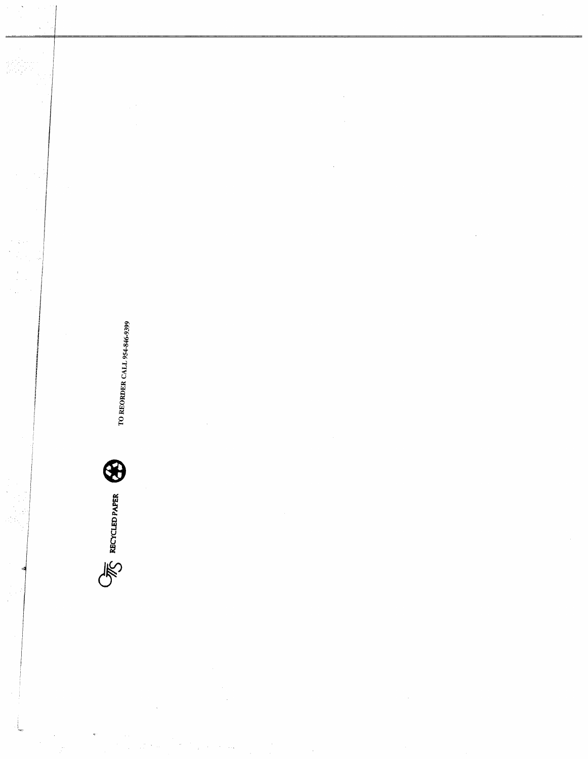RECYCLED PAPER

TO REORDER CALL 954-846-9399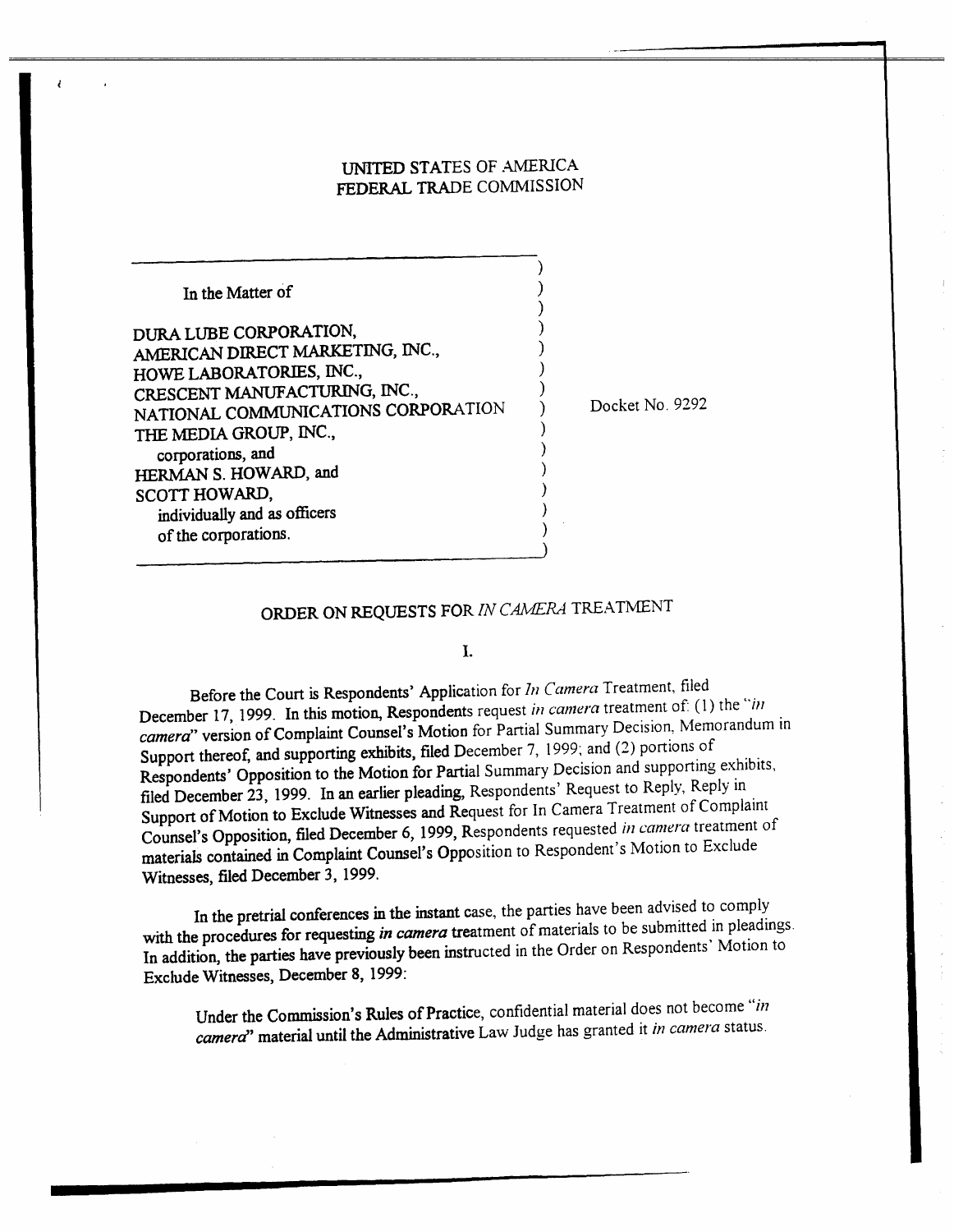UNITED STATES OF AMERICA
FEDERAL TRADE COMMISSION

| | |
|---|---|
| In the Matter of<br><br>DURA LUBE CORPORATION,<br>AMERICAN DIRECT MARKETING, INC.,<br>HOWE LABORATORIES, INC.,<br>CRESCENT MANUFACTURING, INC.,<br>NATIONAL COMMUNICATIONS CORPORATION<br>THE MEDIA GROUP, INC.,<br>corporations, and<br>HERMAN S. HOWARD, and<br>SCOTT HOWARD,<br>individually and as officers<br>of the corporations. | Docket No. 9292 |

## ORDER ON REQUESTS FOR *IN CAMERA* TREATMENT

### I.

Before the Court is Respondents' Application for *In Camera* Treatment, filed December 17, 1999. In this motion, Respondents request *in camera* treatment of: (1) the "*in camera*" version of Complaint Counsel's Motion for Partial Summary Decision, Memorandum in Support thereof, and supporting exhibits, filed December 7, 1999; and (2) portions of Respondents' Opposition to the Motion for Partial Summary Decision and supporting exhibits, filed December 23, 1999. In an earlier pleading, Respondents' Request to Reply, Reply in Support of Motion to Exclude Witnesses and Request for In Camera Treatment of Complaint Counsel's Opposition, filed December 6, 1999, Respondents requested *in camera* treatment of materials contained in Complaint Counsel's Opposition to Respondent's Motion to Exclude Witnesses, filed December 3, 1999.

In the pretrial conferences in the instant case, the parties have been advised to comply with the procedures for requesting *in camera* treatment of materials to be submitted in pleadings. In addition, the parties have previously been instructed in the Order on Respondents' Motion to Exclude Witnesses, December 8, 1999:

> Under the Commission's Rules of Practice, confidential material does not become "*in camera*" material until the Administrative Law Judge has granted it *in camera* status.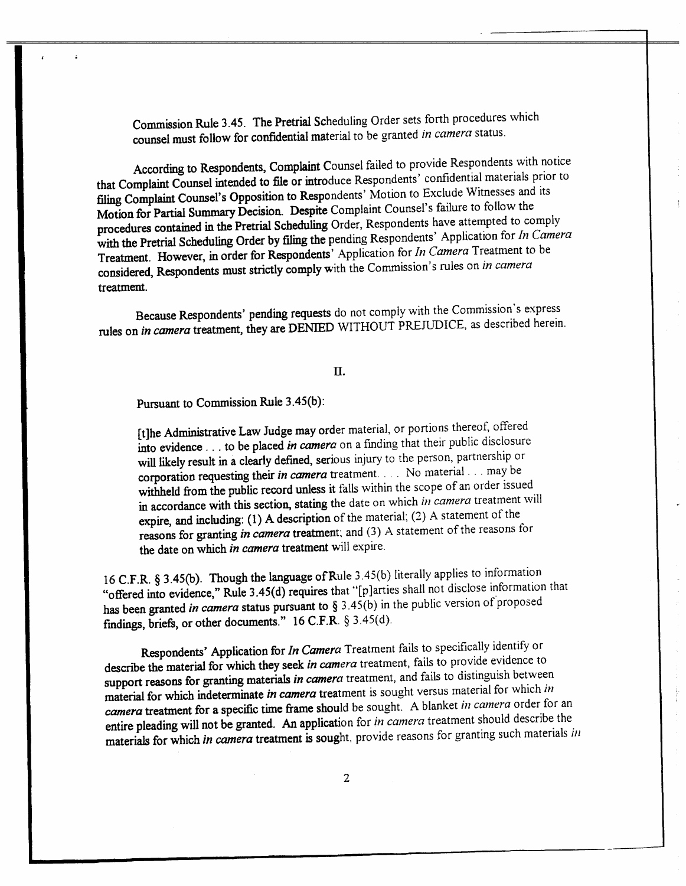Commission Rule 3.45. The Pretrial Scheduling Order sets forth procedures which counsel must follow for confidential material to be granted *in camera* status.

According to Respondents, Complaint Counsel failed to provide Respondents with notice that Complaint Counsel intended to file or introduce Respondents' confidential materials prior to filing Complaint Counsel's Opposition to Respondents' Motion to Exclude Witnesses and its Motion for Partial Summary Decision. Despite Complaint Counsel's failure to follow the procedures contained in the Pretrial Scheduling Order, Respondents have attempted to comply with the Pretrial Scheduling Order by filing the pending Respondents' Application for *In Camera* Treatment. However, in order for Respondents' Application for *In Camera* Treatment to be considered, Respondents must strictly comply with the Commission's rules on *in camera* treatment.

Because Respondents' pending requests do not comply with the Commission's express rules on *in camera* treatment, they are DENIED WITHOUT PREJUDICE, as described herein.

## II.

Pursuant to Commission Rule 3.45(b):

> [t]he Administrative Law Judge may order material, or portions thereof, offered into evidence . . . to be placed *in camera* on a finding that their public disclosure will likely result in a clearly defined, serious injury to the person, partnership or corporation requesting their *in camera* treatment. . . . No material . . . may be withheld from the public record unless it falls within the scope of an order issued in accordance with this section, stating the date on which *in camera* treatment will expire, and including: (1) A description of the material; (2) A statement of the reasons for granting *in camera* treatment; and (3) A statement of the reasons for the date on which *in camera* treatment will expire.

16 C.F.R. § 3.45(b). Though the language of Rule 3.45(b) literally applies to information "offered into evidence," Rule 3.45(d) requires that "[p]arties shall not disclose information that has been granted *in camera* status pursuant to § 3.45(b) in the public version of proposed findings, briefs, or other documents." 16 C.F.R. § 3.45(d).

Respondents' Application for *In Camera* Treatment fails to specifically identify or describe the material for which they seek *in camera* treatment, fails to provide evidence to support reasons for granting materials *in camera* treatment, and fails to distinguish between material for which indeterminate *in camera* treatment is sought versus material for which *in camera* treatment for a specific time frame should be sought. A blanket *in camera* order for an entire pleading will not be granted. An application for *in camera* treatment should describe the materials for which *in camera* treatment is sought, provide reasons for granting such materials *in*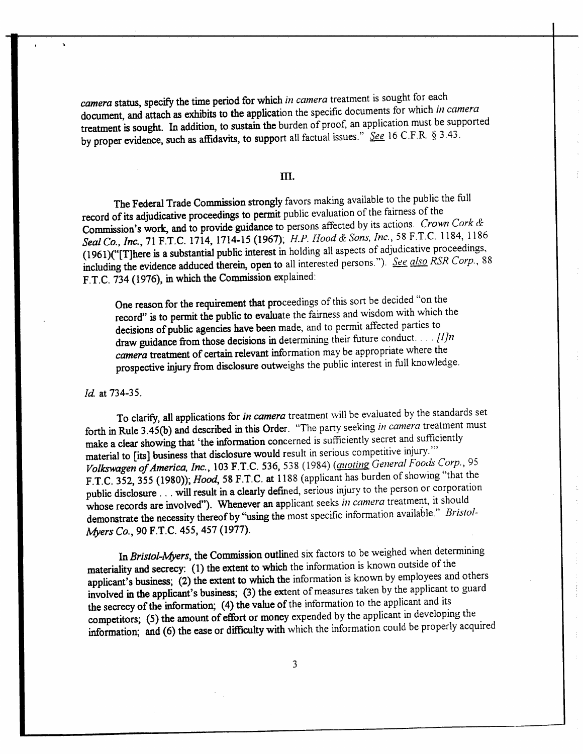*camera* status, specify the time period for which *in camera* treatment is sought for each document, and attach as exhibits to the application the specific documents for which *in camera* treatment is sought. In addition, to sustain the burden of proof, an application must be supported by proper evidence, such as affidavits, to support all factual issues." See 16 C.F.R. § 3.43.

## III.

The Federal Trade Commission strongly favors making available to the public the full record of its adjudicative proceedings to permit public evaluation of the fairness of the Commission's work, and to provide guidance to persons affected by its actions. *Crown Cork & Seal Co., Inc.*, 71 F.T.C. 1714, 1714-15 (1967); *H.P. Hood & Sons, Inc.*, 58 F.T.C. 1184, 1186 (1961)("[T]here is a substantial public interest in holding all aspects of adjudicative proceedings, including the evidence adduced therein, open to all interested persons."). *See also RSR Corp.*, 88 F.T.C. 734 (1976), in which the Commission explained:

> One reason for the requirement that proceedings of this sort be decided "on the record" is to permit the public to evaluate the fairness and wisdom with which the decisions of public agencies have been made, and to permit affected parties to draw guidance from those decisions in determining their future conduct. . . . *[I]n camera* treatment of certain relevant information may be appropriate where the prospective injury from disclosure outweighs the public interest in full knowledge.

*Id.* at 734-35.

To clarify, all applications for *in camera* treatment will be evaluated by the standards set forth in Rule 3.45(b) and described in this Order. "The party seeking *in camera* treatment must make a clear showing that 'the information concerned is sufficiently secret and sufficiently material to [its] business that disclosure would result in serious competitive injury.'" *Volkswagen of America, Inc.*, 103 F.T.C. 536, 538 (1984) (quoting *General Foods Corp.*, 95 F.T.C. 352, 355 (1980)); *Hood*, 58 F.T.C. at 1188 (applicant has burden of showing "that the public disclosure . . . will result in a clearly defined, serious injury to the person or corporation whose records are involved"). Whenever an applicant seeks *in camera* treatment, it should demonstrate the necessity thereof by "using the most specific information available." *Bristol-Myers Co.*, 90 F.T.C. 455, 457 (1977).

In *Bristol-Myers*, the Commission outlined six factors to be weighed when determining materiality and secrecy: (1) the extent to which the information is known outside of the applicant's business; (2) the extent to which the information is known by employees and others involved in the applicant's business; (3) the extent of measures taken by the applicant to guard the secrecy of the information; (4) the value of the information to the applicant and its competitors; (5) the amount of effort or money expended by the applicant in developing the information; and (6) the ease or difficulty with which the information could be properly acquired